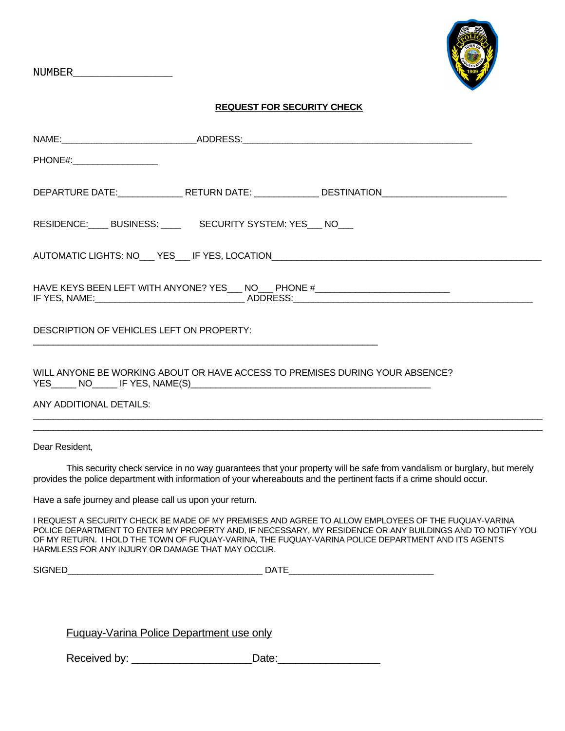NUMBER_________________

## REQUEST FOR SECURITY CHECK

NAME:__________________________ADDRESS:_____________________________________________

PHONE#:________________

DEPARTURE DATE:____________ RETURN DATE: ____________ DESTINATION______________________

RESIDENCE:____ BUSINESS: ____ SECURITY SYSTEM: YES___ NO___

AUTOMATIC LIGHTS: NO___ YES___ IF YES, LOCATION_____________________________________________________

HAVE KEYS BEEN LEFT WITH ANYONE? YES___ NO___ PHONE #__________________________
IF YES, NAME:_____________________________ ADDRESS:_______________________________________________

DESCRIPTION OF VEHICLES LEFT ON PROPERTY:
____________________________________________________________________

WILL ANYONE BE WORKING ABOUT OR HAVE ACCESS TO PREMISES DURING YOUR ABSENCE?
YES_____ NO_____ IF YES, NAME(S)_______________________________________________

ANY ADDITIONAL DETAILS:
____________________________________________________________________________________________________
____________________________________________________________________________________________________

Dear Resident,

This security check service in no way guarantees that your property will be safe from vandalism or burglary, but merely provides the police department with information of your whereabouts and the pertinent facts if a crime should occur.

Have a safe journey and please call us upon your return.

I REQUEST A SECURITY CHECK BE MADE OF MY PREMISES AND AGREE TO ALLOW EMPLOYEES OF THE FUQUAY-VARINA POLICE DEPARTMENT TO ENTER MY PROPERTY AND, IF NECESSARY, MY RESIDENCE OR ANY BUILDINGS AND TO NOTIFY YOU OF MY RETURN. I HOLD THE TOWN OF FUQUAY-VARINA, THE FUQUAY-VARINA POLICE DEPARTMENT AND ITS AGENTS HARMLESS FOR ANY INJURY OR DAMAGE THAT MAY OCCUR.

SIGNED______________________________________ DATE____________________________

Fuquay-Varina Police Department use only

Received by: ____________________Date:_________________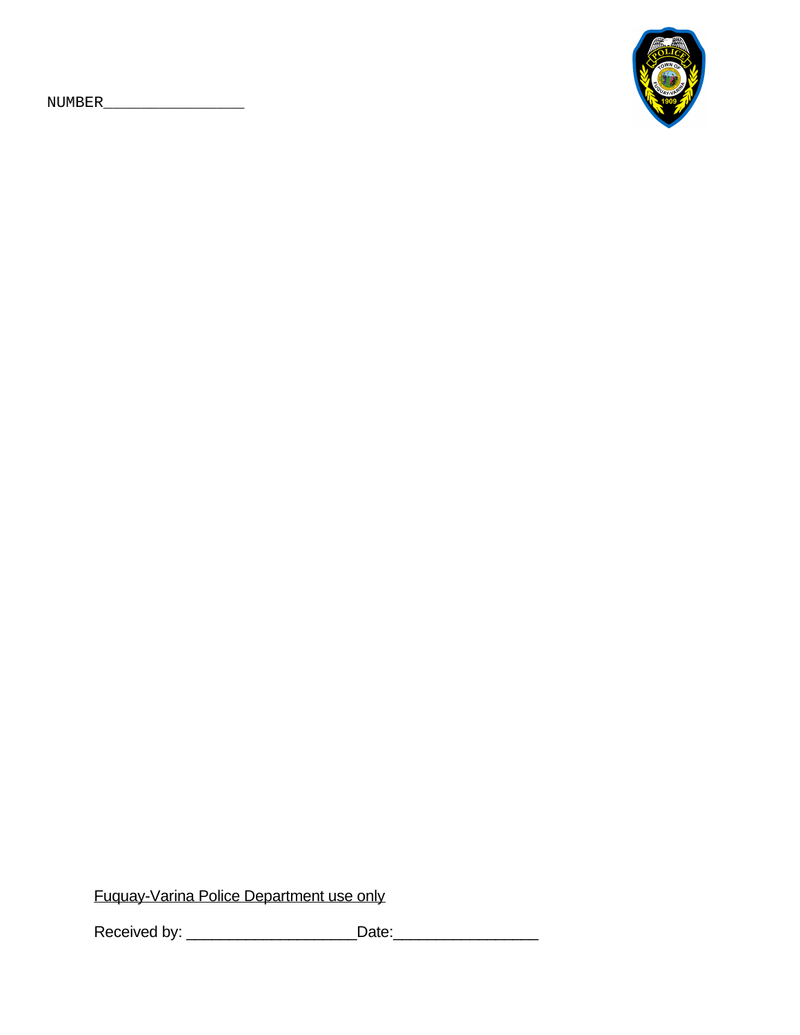NUMBER________________

Fuquay-Varina Police Department use only

Received by: ___________________Date:________________